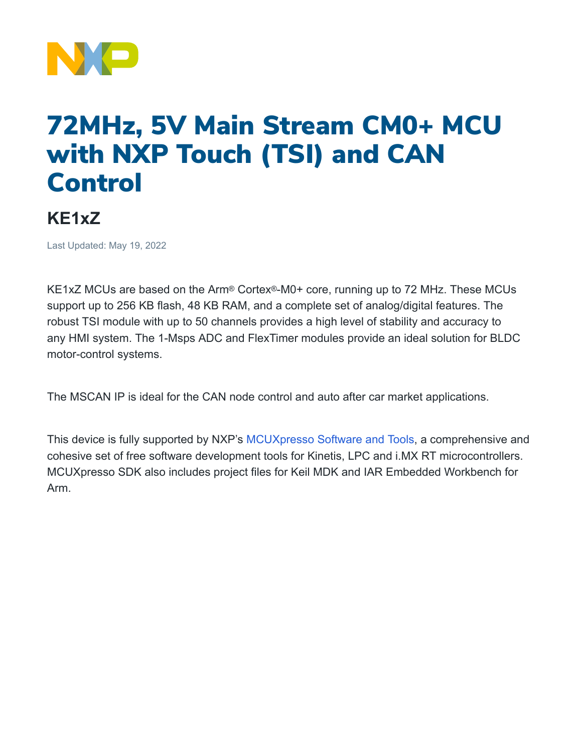# 72MHz, 5V Main Stream CM0+ MCU with NXP Touch (TSI) and CAN Control

## KE1xZ

Last Updated: May 19, 2022

KE1xZ MCUs are based on the Arm® Cortex®-M0+ core, running up to 72 MHz. These MCUs support up to 256 KB flash, 48 KB RAM, and a complete set of analog/digital features. The robust TSI module with up to 50 channels provides a high level of stability and accuracy to any HMI system. The 1-Msps ADC and FlexTimer modules provide an ideal solution for BLDC motor-control systems.

The MSCAN IP is ideal for the CAN node control and auto after car market applications.

This device is fully supported by NXP's MCUXpresso Software and Tools, a comprehensive and cohesive set of free software development tools for Kinetis, LPC and i.MX RT microcontrollers. MCUXpresso SDK also includes project files for Keil MDK and IAR Embedded Workbench for Arm.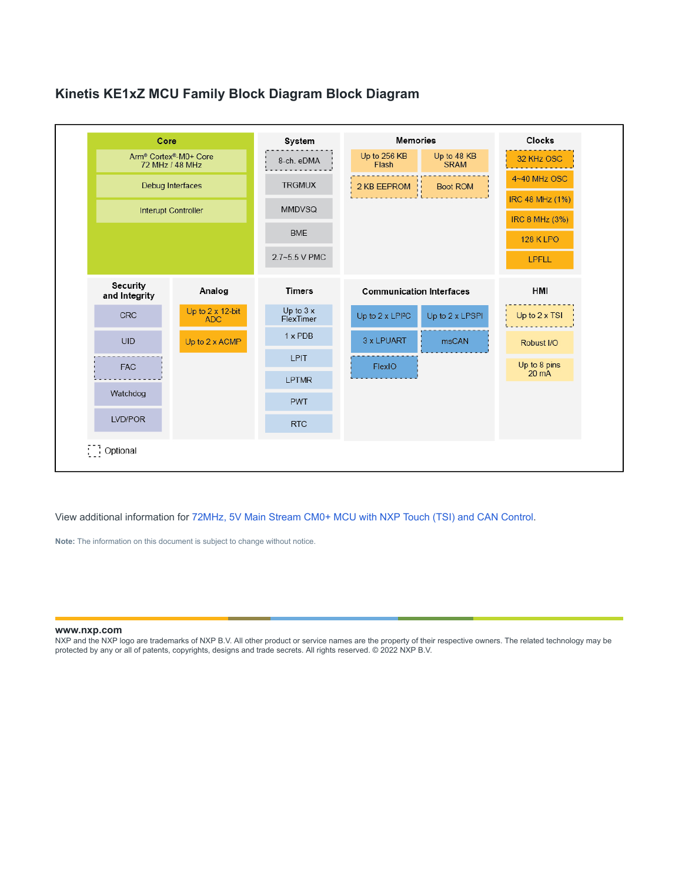## Kinetis KE1xZ MCU Family Block Diagram Block Diagram

**Core**

Arm® Cortex®-M0+ Core
72 MHz / 48 MHz

Debug Interfaces

Interupt Controller

**System**

8-ch. eDMA

TRGMUX

MMDVSQ

BME

2.7~5.5 V PMC

**Memories**

Up to 256 KB Flash

Up to 48 KB SRAM

2 KB EEPROM

Boot ROM

**Clocks**

32 KHz OSC

4~40 MHz OSC

IRC 48 MHz (1%)

IRC 8 MHz (3%)

128 K LPO

LPFLL

**Security and Integrity**

CRC

UID

FAC

Watchdog

LVD/POR

**Analog**

Up to 2 x 12-bit ADC

Up to 2 x ACMP

**Timers**

Up to 3 x FlexTimer

1 x PDB

LPIT

LPTMR

PWT

RTC

**Communication Interfaces**

Up to 2 x LPI²C

Up to 2 x LPSPI

3 x LPUART

msCAN

FlexIO

**HMI**

Up to 2 x TSI

Robust I/O

Up to 8 pins 20 mA

Optional

View additional information for 72MHz, 5V Main Stream CM0+ MCU with NXP Touch (TSI) and CAN Control.

**Note:** The information on this document is subject to change without notice.

**www.nxp.com**

NXP and the NXP logo are trademarks of NXP B.V. All other product or service names are the property of their respective owners. The related technology may be protected by any or all of patents, copyrights, designs and trade secrets. All rights reserved. © 2022 NXP B.V.